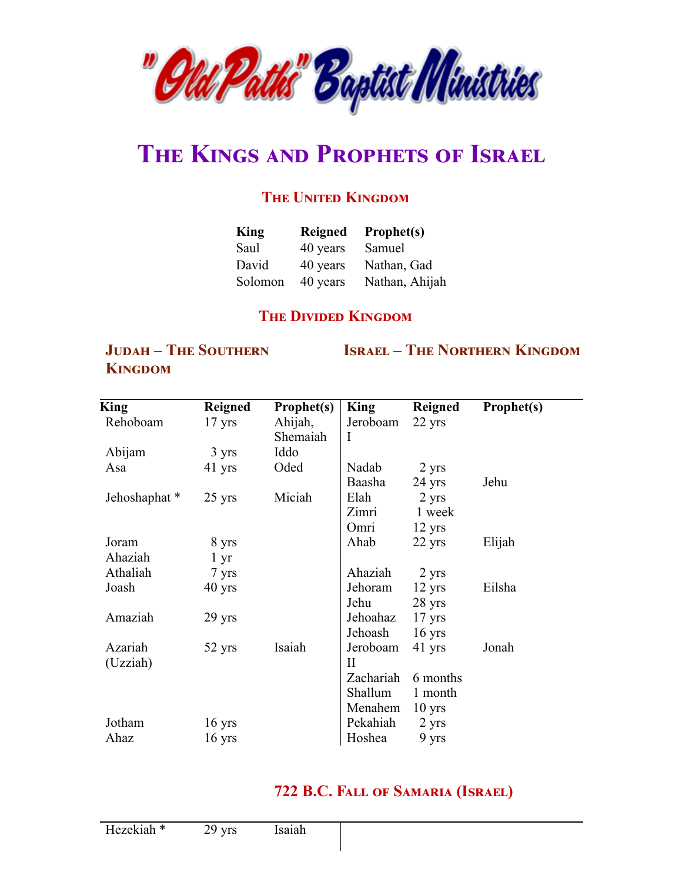"Old Paths" Baptist Ministries

# The Kings and Prophets of Israel

## The United Kingdom

| King | Reigned | Prophet(s) |
|---|---|---|
| Saul | 40 years | Samuel |
| David | 40 years | Nathan, Gad |
| Solomon | 40 years | Nathan, Ahijah |

## The Divided Kingdom

### Judah – The Southern Kingdom / Israel – The Northern Kingdom

| King | Reigned | Prophet(s) | King | Reigned | Prophet(s) |
|---|---|---|---|---|---|
| Rehoboam | 17 yrs | Ahijah, Shemaiah | Jeroboam I | 22 yrs | |
| Abijam | 3 yrs | Iddo | | | |
| Asa | 41 yrs | Oded | Nadab | 2 yrs | |
| | | | Baasha | 24 yrs | Jehu |
| Jehoshaphat * | 25 yrs | Miciah | Elah | 2 yrs | |
| | | | Zimri | 1 week | |
| | | | Omri | 12 yrs | |
| Joram | 8 yrs | | Ahab | 22 yrs | Elijah |
| Ahaziah | 1 yr | | | | |
| Athaliah | 7 yrs | | Ahaziah | 2 yrs | |
| Joash | 40 yrs | | Jehoram | 12 yrs | Eilsha |
| | | | Jehu | 28 yrs | |
| Amaziah | 29 yrs | | Jehoahaz | 17 yrs | |
| | | | Jehoash | 16 yrs | |
| Azariah (Uzziah) | 52 yrs | Isaiah | Jeroboam II | 41 yrs | Jonah |
| | | | Zachariah | 6 months | |
| | | | Shallum | 1 month | |
| | | | Menahem | 10 yrs | |
| Jotham | 16 yrs | | Pekahiah | 2 yrs | |
| Ahaz | 16 yrs | | Hoshea | 9 yrs | |

## 722 B.C. Fall of Samaria (Israel)

| King | Reigned | Prophet(s) | | | |
|---|---|---|---|---|---|
| Hezekiah * | 29 yrs | Isaiah | | | |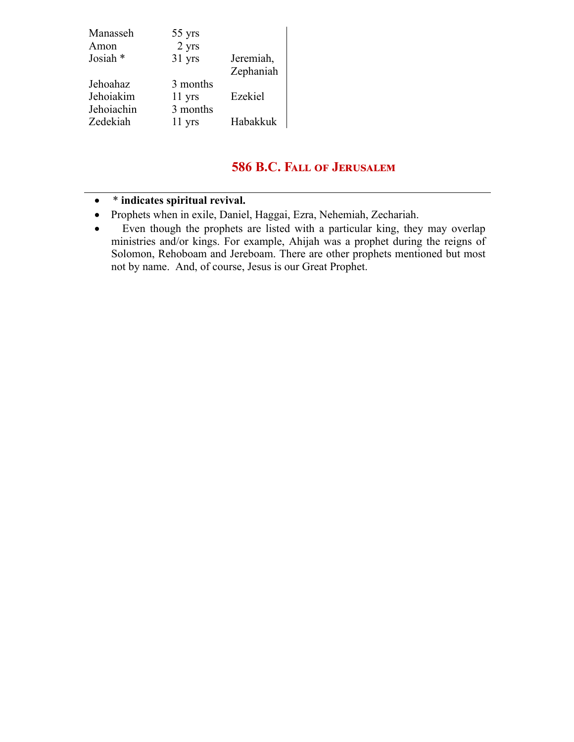| | | |
|---|---|---|
| Manasseh | 55 yrs | |
| Amon | 2 yrs | |
| Josiah * | 31 yrs | Jeremiah, Zephaniah |
| Jehoahaz | 3 months | |
| Jehoiakim | 11 yrs | Ezekiel |
| Jehoiachin | 3 months | |
| Zedekiah | 11 yrs | Habakkuk |

## 586 B.C. Fall of Jerusalem

---

- * **indicates spiritual revival.**
- Prophets when in exile, Daniel, Haggai, Ezra, Nehemiah, Zechariah.
- Even though the prophets are listed with a particular king, they may overlap ministries and/or kings. For example, Ahijah was a prophet during the reigns of Solomon, Rehoboam and Jereboam. There are other prophets mentioned but most not by name. And, of course, Jesus is our Great Prophet.